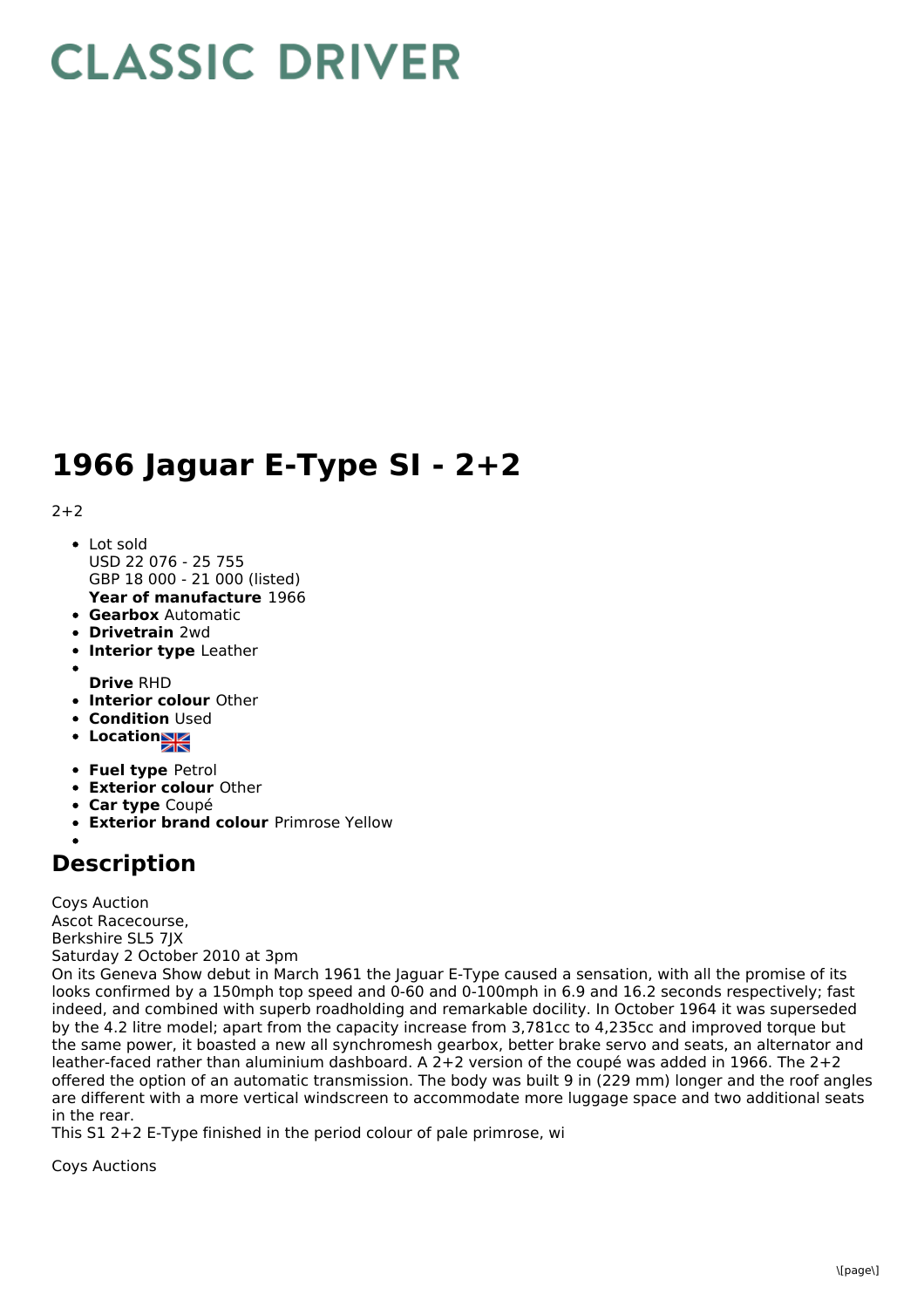# CLASSIC DRIVER

# 1966 Jaguar E-Type SI - 2+2

2+2

- Lot sold
  USD 22 076 - 25 755
  GBP 18 000 - 21 000 (listed)
  **Year of manufacture** 1966
- **Gearbox** Automatic
- **Drivetrain** 2wd
- **Interior type** Leather
- **Drive** RHD
- **Interior colour** Other
- **Condition** Used
- **Location**
- **Fuel type** Petrol
- **Exterior colour** Other
- **Car type** Coupé
- **Exterior brand colour** Primrose Yellow

## Description

Coys Auction
Ascot Racecourse,
Berkshire SL5 7JX
Saturday 2 October 2010 at 3pm
On its Geneva Show debut in March 1961 the Jaguar E-Type caused a sensation, with all the promise of its looks confirmed by a 150mph top speed and 0-60 and 0-100mph in 6.9 and 16.2 seconds respectively; fast indeed, and combined with superb roadholding and remarkable docility. In October 1964 it was superseded by the 4.2 litre model; apart from the capacity increase from 3,781cc to 4,235cc and improved torque but the same power, it boasted a new all synchromesh gearbox, better brake servo and seats, an alternator and leather-faced rather than aluminium dashboard. A 2+2 version of the coupé was added in 1966. The 2+2 offered the option of an automatic transmission. The body was built 9 in (229 mm) longer and the roof angles are different with a more vertical windscreen to accommodate more luggage space and two additional seats in the rear.
This S1 2+2 E-Type finished in the period colour of pale primrose, wi

Coys Auctions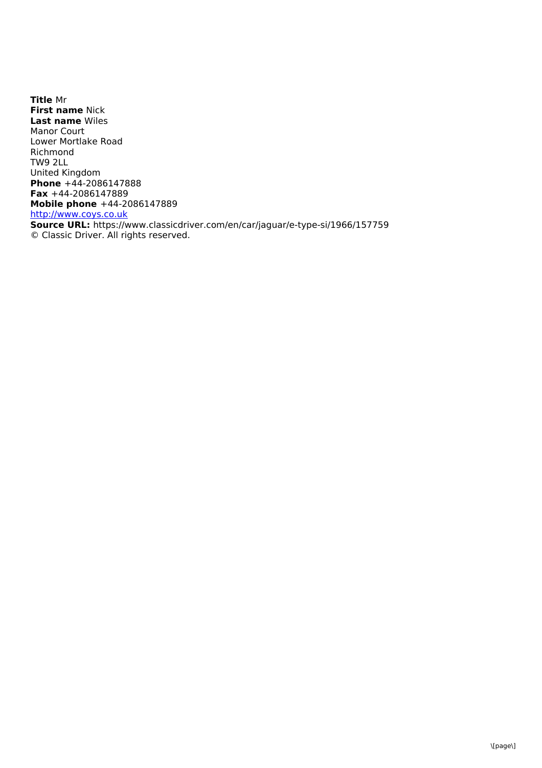**Title** Mr
**First name** Nick
**Last name** Wiles
Manor Court
Lower Mortlake Road
Richmond
TW9 2LL
United Kingdom
**Phone** +44-2086147888
**Fax** +44-2086147889
**Mobile phone** +44-2086147889
[http://www.coys.co.uk](http://www.coys.co.uk)
**Source URL:** https://www.classicdriver.com/en/car/jaguar/e-type-si/1966/157759
© Classic Driver. All rights reserved.